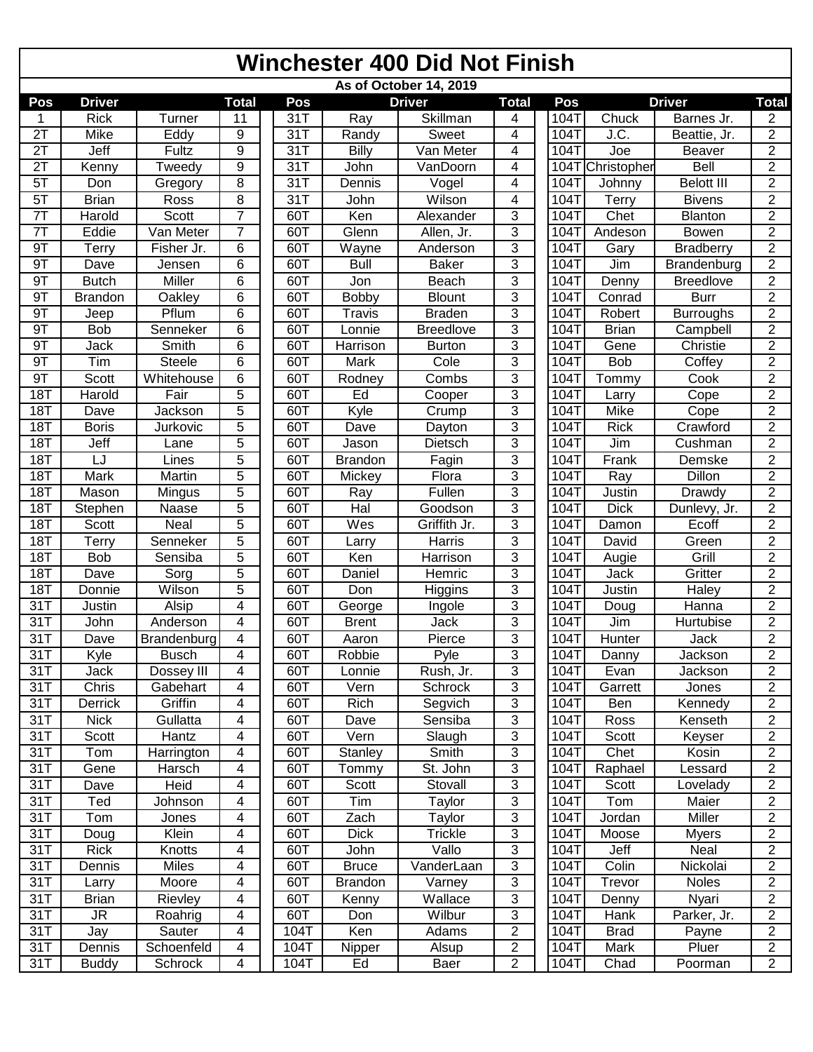# Winchester 400 Did Not Finish

**As of October 14, 2019**

| Pos | Driver | | Total | Pos | Driver | | Total | Pos | Driver | | Total |
|---|---|---|---|---|---|---|---|---|---|---|---|
| 1 | Rick | Turner | 11 | 31T | Ray | Skillman | 4 | 104T | Chuck | Barnes Jr. | 2 |
| 2T | Mike | Eddy | 9 | 31T | Randy | Sweet | 4 | 104T | J.C. | Beattie, Jr. | 2 |
| 2T | Jeff | Fultz | 9 | 31T | Billy | Van Meter | 4 | 104T | Joe | Beaver | 2 |
| 2T | Kenny | Tweedy | 9 | 31T | John | VanDoorn | 4 | 104T | Christopher | Bell | 2 |
| 5T | Don | Gregory | 8 | 31T | Dennis | Vogel | 4 | 104T | Johnny | Belott III | 2 |
| 5T | Brian | Ross | 8 | 31T | John | Wilson | 4 | 104T | Terry | Bivens | 2 |
| 7T | Harold | Scott | 7 | 60T | Ken | Alexander | 3 | 104T | Chet | Blanton | 2 |
| 7T | Eddie | Van Meter | 7 | 60T | Glenn | Allen, Jr. | 3 | 104T | Andeson | Bowen | 2 |
| 9T | Terry | Fisher Jr. | 6 | 60T | Wayne | Anderson | 3 | 104T | Gary | Bradberry | 2 |
| 9T | Dave | Jensen | 6 | 60T | Bull | Baker | 3 | 104T | Jim | Brandenburg | 2 |
| 9T | Butch | Miller | 6 | 60T | Jon | Beach | 3 | 104T | Denny | Breedlove | 2 |
| 9T | Brandon | Oakley | 6 | 60T | Bobby | Blount | 3 | 104T | Conrad | Burr | 2 |
| 9T | Jeep | Pflum | 6 | 60T | Travis | Braden | 3 | 104T | Robert | Burroughs | 2 |
| 9T | Bob | Senneker | 6 | 60T | Lonnie | Breedlove | 3 | 104T | Brian | Campbell | 2 |
| 9T | Jack | Smith | 6 | 60T | Harrison | Burton | 3 | 104T | Gene | Christie | 2 |
| 9T | Tim | Steele | 6 | 60T | Mark | Cole | 3 | 104T | Bob | Coffey | 2 |
| 9T | Scott | Whitehouse | 6 | 60T | Rodney | Combs | 3 | 104T | Tommy | Cook | 2 |
| 18T | Harold | Fair | 5 | 60T | Ed | Cooper | 3 | 104T | Larry | Cope | 2 |
| 18T | Dave | Jackson | 5 | 60T | Kyle | Crump | 3 | 104T | Mike | Cope | 2 |
| 18T | Boris | Jurkovic | 5 | 60T | Dave | Dayton | 3 | 104T | Rick | Crawford | 2 |
| 18T | Jeff | Lane | 5 | 60T | Jason | Dietsch | 3 | 104T | Jim | Cushman | 2 |
| 18T | LJ | Lines | 5 | 60T | Brandon | Fagin | 3 | 104T | Frank | Demske | 2 |
| 18T | Mark | Martin | 5 | 60T | Mickey | Flora | 3 | 104T | Ray | Dillon | 2 |
| 18T | Mason | Mingus | 5 | 60T | Ray | Fullen | 3 | 104T | Justin | Drawdy | 2 |
| 18T | Stephen | Naase | 5 | 60T | Hal | Goodson | 3 | 104T | Dick | Dunlevy, Jr. | 2 |
| 18T | Scott | Neal | 5 | 60T | Wes | Griffith Jr. | 3 | 104T | Damon | Ecoff | 2 |
| 18T | Terry | Senneker | 5 | 60T | Larry | Harris | 3 | 104T | David | Green | 2 |
| 18T | Bob | Sensiba | 5 | 60T | Ken | Harrison | 3 | 104T | Augie | Grill | 2 |
| 18T | Dave | Sorg | 5 | 60T | Daniel | Hemric | 3 | 104T | Jack | Gritter | 2 |
| 18T | Donnie | Wilson | 5 | 60T | Don | Higgins | 3 | 104T | Justin | Haley | 2 |
| 31T | Justin | Alsip | 4 | 60T | George | Ingole | 3 | 104T | Doug | Hanna | 2 |
| 31T | John | Anderson | 4 | 60T | Brent | Jack | 3 | 104T | Jim | Hurtubise | 2 |
| 31T | Dave | Brandenburg | 4 | 60T | Aaron | Pierce | 3 | 104T | Hunter | Jack | 2 |
| 31T | Kyle | Busch | 4 | 60T | Robbie | Pyle | 3 | 104T | Danny | Jackson | 2 |
| 31T | Jack | Dossey III | 4 | 60T | Lonnie | Rush, Jr. | 3 | 104T | Evan | Jackson | 2 |
| 31T | Chris | Gabehart | 4 | 60T | Vern | Schrock | 3 | 104T | Garrett | Jones | 2 |
| 31T | Derrick | Griffin | 4 | 60T | Rich | Segvich | 3 | 104T | Ben | Kennedy | 2 |
| 31T | Nick | Gullatta | 4 | 60T | Dave | Sensiba | 3 | 104T | Ross | Kenseth | 2 |
| 31T | Scott | Hantz | 4 | 60T | Vern | Slaugh | 3 | 104T | Scott | Keyser | 2 |
| 31T | Tom | Harrington | 4 | 60T | Stanley | Smith | 3 | 104T | Chet | Kosin | 2 |
| 31T | Gene | Harsch | 4 | 60T | Tommy | St. John | 3 | 104T | Raphael | Lessard | 2 |
| 31T | Dave | Heid | 4 | 60T | Scott | Stovall | 3 | 104T | Scott | Lovelady | 2 |
| 31T | Ted | Johnson | 4 | 60T | Tim | Taylor | 3 | 104T | Tom | Maier | 2 |
| 31T | Tom | Jones | 4 | 60T | Zach | Taylor | 3 | 104T | Jordan | Miller | 2 |
| 31T | Doug | Klein | 4 | 60T | Dick | Trickle | 3 | 104T | Moose | Myers | 2 |
| 31T | Rick | Knotts | 4 | 60T | John | Vallo | 3 | 104T | Jeff | Neal | 2 |
| 31T | Dennis | Miles | 4 | 60T | Bruce | VanderLaan | 3 | 104T | Colin | Nickolai | 2 |
| 31T | Larry | Moore | 4 | 60T | Brandon | Varney | 3 | 104T | Trevor | Noles | 2 |
| 31T | Brian | Rievley | 4 | 60T | Kenny | Wallace | 3 | 104T | Denny | Nyari | 2 |
| 31T | JR | Roahrig | 4 | 60T | Don | Wilbur | 3 | 104T | Hank | Parker, Jr. | 2 |
| 31T | Jay | Sauter | 4 | 104T | Ken | Adams | 2 | 104T | Brad | Payne | 2 |
| 31T | Dennis | Schoenfeld | 4 | 104T | Nipper | Alsup | 2 | 104T | Mark | Pluer | 2 |
| 31T | Buddy | Schrock | 4 | 104T | Ed | Baer | 2 | 104T | Chad | Poorman | 2 |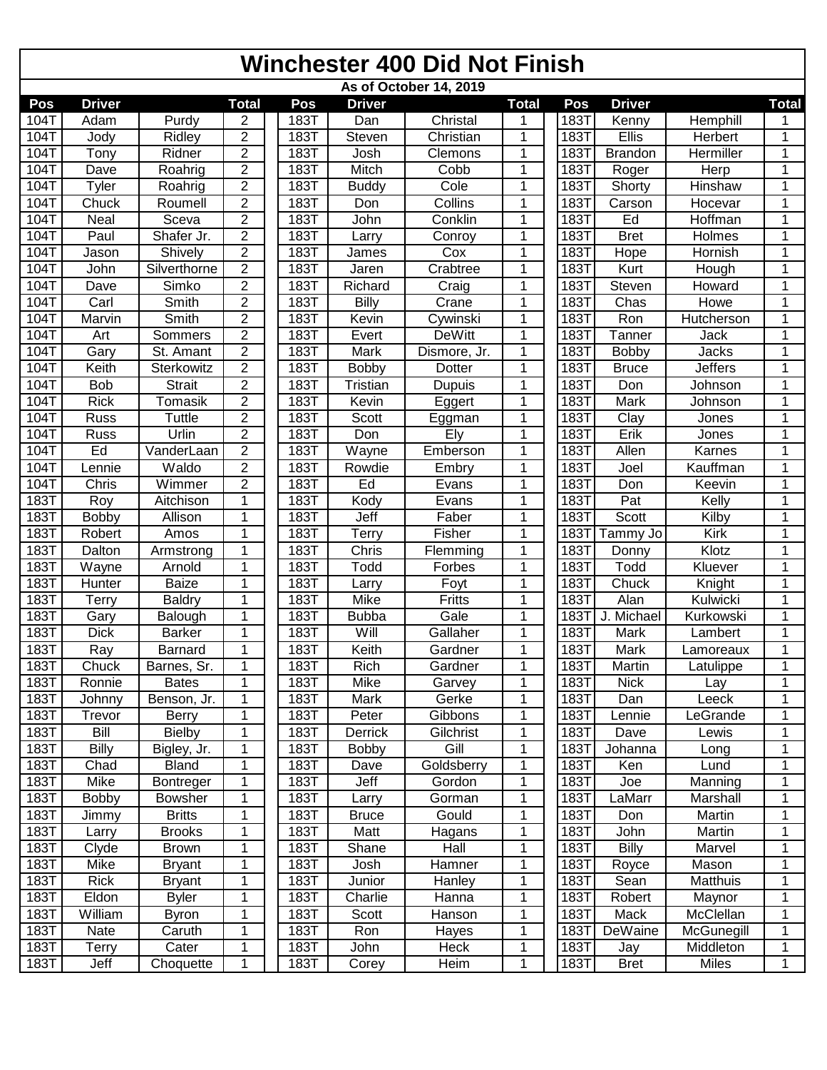# Winchester 400 Did Not Finish

As of October 14, 2019

| Pos | Driver | | Total | | Pos | Driver | | Total | | Pos | Driver | | Total |
|---|---|---|---|---|---|---|---|---|---|---|---|---|---|
| 104T | Adam | Purdy | 2 | | 183T | Dan | Christal | 1 | | 183T | Kenny | Hemphill | 1 |
| 104T | Jody | Ridley | 2 | | 183T | Steven | Christian | 1 | | 183T | Ellis | Herbert | 1 |
| 104T | Tony | Ridner | 2 | | 183T | Josh | Clemons | 1 | | 183T | Brandon | Hermiller | 1 |
| 104T | Dave | Roahrig | 2 | | 183T | Mitch | Cobb | 1 | | 183T | Roger | Herp | 1 |
| 104T | Tyler | Roahrig | 2 | | 183T | Buddy | Cole | 1 | | 183T | Shorty | Hinshaw | 1 |
| 104T | Chuck | Roumell | 2 | | 183T | Don | Collins | 1 | | 183T | Carson | Hocevar | 1 |
| 104T | Neal | Sceva | 2 | | 183T | John | Conklin | 1 | | 183T | Ed | Hoffman | 1 |
| 104T | Paul | Shafer Jr. | 2 | | 183T | Larry | Conroy | 1 | | 183T | Bret | Holmes | 1 |
| 104T | Jason | Shively | 2 | | 183T | James | Cox | 1 | | 183T | Hope | Hornish | 1 |
| 104T | John | Silverthorne | 2 | | 183T | Jaren | Crabtree | 1 | | 183T | Kurt | Hough | 1 |
| 104T | Dave | Simko | 2 | | 183T | Richard | Craig | 1 | | 183T | Steven | Howard | 1 |
| 104T | Carl | Smith | 2 | | 183T | Billy | Crane | 1 | | 183T | Chas | Howe | 1 |
| 104T | Marvin | Smith | 2 | | 183T | Kevin | Cywinski | 1 | | 183T | Ron | Hutcherson | 1 |
| 104T | Art | Sommers | 2 | | 183T | Evert | DeWitt | 1 | | 183T | Tanner | Jack | 1 |
| 104T | Gary | St. Amant | 2 | | 183T | Mark | Dismore, Jr. | 1 | | 183T | Bobby | Jacks | 1 |
| 104T | Keith | Sterkowitz | 2 | | 183T | Bobby | Dotter | 1 | | 183T | Bruce | Jeffers | 1 |
| 104T | Bob | Strait | 2 | | 183T | Tristian | Dupuis | 1 | | 183T | Don | Johnson | 1 |
| 104T | Rick | Tomasik | 2 | | 183T | Kevin | Eggert | 1 | | 183T | Mark | Johnson | 1 |
| 104T | Russ | Tuttle | 2 | | 183T | Scott | Eggman | 1 | | 183T | Clay | Jones | 1 |
| 104T | Russ | Urlin | 2 | | 183T | Don | Ely | 1 | | 183T | Erik | Jones | 1 |
| 104T | Ed | VanderLaan | 2 | | 183T | Wayne | Emberson | 1 | | 183T | Allen | Karnes | 1 |
| 104T | Lennie | Waldo | 2 | | 183T | Rowdie | Embry | 1 | | 183T | Joel | Kauffman | 1 |
| 104T | Chris | Wimmer | 2 | | 183T | Ed | Evans | 1 | | 183T | Don | Keevin | 1 |
| 183T | Roy | Aitchison | 1 | | 183T | Kody | Evans | 1 | | 183T | Pat | Kelly | 1 |
| 183T | Bobby | Allison | 1 | | 183T | Jeff | Faber | 1 | | 183T | Scott | Kilby | 1 |
| 183T | Robert | Amos | 1 | | 183T | Terry | Fisher | 1 | | 183T | Tammy Jo | Kirk | 1 |
| 183T | Dalton | Armstrong | 1 | | 183T | Chris | Flemming | 1 | | 183T | Donny | Klotz | 1 |
| 183T | Wayne | Arnold | 1 | | 183T | Todd | Forbes | 1 | | 183T | Todd | Kluever | 1 |
| 183T | Hunter | Baize | 1 | | 183T | Larry | Foyt | 1 | | 183T | Chuck | Knight | 1 |
| 183T | Terry | Baldry | 1 | | 183T | Mike | Fritts | 1 | | 183T | Alan | Kulwicki | 1 |
| 183T | Gary | Balough | 1 | | 183T | Bubba | Gale | 1 | | 183T | J. Michael | Kurkowski | 1 |
| 183T | Dick | Barker | 1 | | 183T | Will | Gallaher | 1 | | 183T | Mark | Lambert | 1 |
| 183T | Ray | Barnard | 1 | | 183T | Keith | Gardner | 1 | | 183T | Mark | Lamoreaux | 1 |
| 183T | Chuck | Barnes, Sr. | 1 | | 183T | Rich | Gardner | 1 | | 183T | Martin | Latulippe | 1 |
| 183T | Ronnie | Bates | 1 | | 183T | Mike | Garvey | 1 | | 183T | Nick | Lay | 1 |
| 183T | Johnny | Benson, Jr. | 1 | | 183T | Mark | Gerke | 1 | | 183T | Dan | Leeck | 1 |
| 183T | Trevor | Berry | 1 | | 183T | Peter | Gibbons | 1 | | 183T | Lennie | LeGrande | 1 |
| 183T | Bill | Bielby | 1 | | 183T | Derrick | Gilchrist | 1 | | 183T | Dave | Lewis | 1 |
| 183T | Billy | Bigley, Jr. | 1 | | 183T | Bobby | Gill | 1 | | 183T | Johanna | Long | 1 |
| 183T | Chad | Bland | 1 | | 183T | Dave | Goldsberry | 1 | | 183T | Ken | Lund | 1 |
| 183T | Mike | Bontreger | 1 | | 183T | Jeff | Gordon | 1 | | 183T | Joe | Manning | 1 |
| 183T | Bobby | Bowsher | 1 | | 183T | Larry | Gorman | 1 | | 183T | LaMarr | Marshall | 1 |
| 183T | Jimmy | Britts | 1 | | 183T | Bruce | Gould | 1 | | 183T | Don | Martin | 1 |
| 183T | Larry | Brooks | 1 | | 183T | Matt | Hagans | 1 | | 183T | John | Martin | 1 |
| 183T | Clyde | Brown | 1 | | 183T | Shane | Hall | 1 | | 183T | Billy | Marvel | 1 |
| 183T | Mike | Bryant | 1 | | 183T | Josh | Hamner | 1 | | 183T | Royce | Mason | 1 |
| 183T | Rick | Bryant | 1 | | 183T | Junior | Hanley | 1 | | 183T | Sean | Matthuis | 1 |
| 183T | Eldon | Byler | 1 | | 183T | Charlie | Hanna | 1 | | 183T | Robert | Maynor | 1 |
| 183T | William | Byron | 1 | | 183T | Scott | Hanson | 1 | | 183T | Mack | McClellan | 1 |
| 183T | Nate | Caruth | 1 | | 183T | Ron | Hayes | 1 | | 183T | DeWaine | McGunegill | 1 |
| 183T | Terry | Cater | 1 | | 183T | John | Heck | 1 | | 183T | Jay | Middleton | 1 |
| 183T | Jeff | Choquette | 1 | | 183T | Corey | Heim | 1 | | 183T | Bret | Miles | 1 |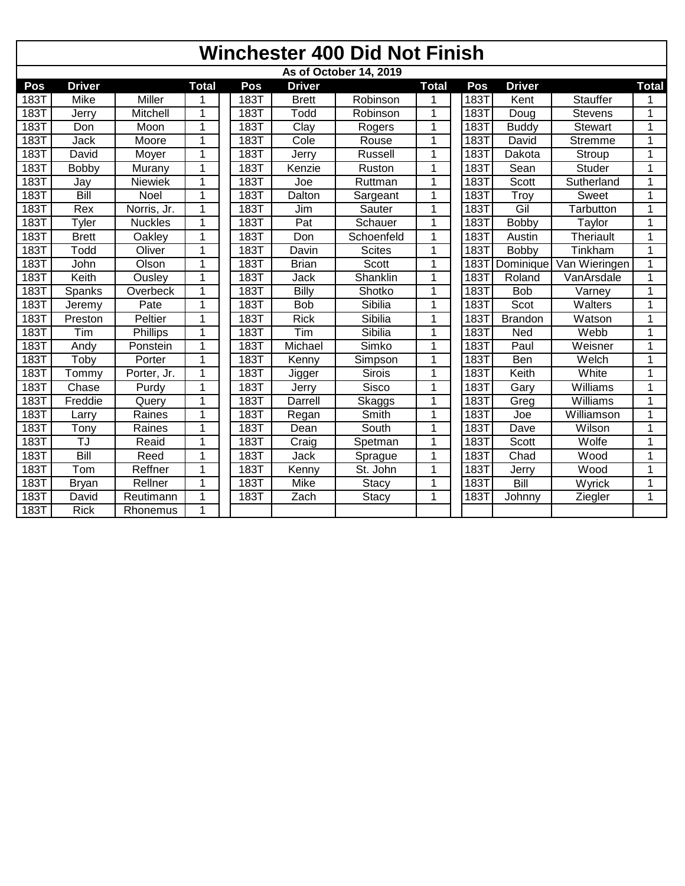# Winchester 400 Did Not Finish

**As of October 14, 2019**

| Pos | Driver | | Total | | Pos | Driver | | Total | | Pos | Driver | | Total |
|---|---|---|---|---|---|---|---|---|---|---|---|---|---|
| 183T | Mike | Miller | 1 | | 183T | Brett | Robinson | 1 | | 183T | Kent | Stauffer | 1 |
| 183T | Jerry | Mitchell | 1 | | 183T | Todd | Robinson | 1 | | 183T | Doug | Stevens | 1 |
| 183T | Don | Moon | 1 | | 183T | Clay | Rogers | 1 | | 183T | Buddy | Stewart | 1 |
| 183T | Jack | Moore | 1 | | 183T | Cole | Rouse | 1 | | 183T | David | Stremme | 1 |
| 183T | David | Moyer | 1 | | 183T | Jerry | Russell | 1 | | 183T | Dakota | Stroup | 1 |
| 183T | Bobby | Murany | 1 | | 183T | Kenzie | Ruston | 1 | | 183T | Sean | Studer | 1 |
| 183T | Jay | Niewiek | 1 | | 183T | Joe | Ruttman | 1 | | 183T | Scott | Sutherland | 1 |
| 183T | Bill | Noel | 1 | | 183T | Dalton | Sargeant | 1 | | 183T | Troy | Sweet | 1 |
| 183T | Rex | Norris, Jr. | 1 | | 183T | Jim | Sauter | 1 | | 183T | Gil | Tarbutton | 1 |
| 183T | Tyler | Nuckles | 1 | | 183T | Pat | Schauer | 1 | | 183T | Bobby | Taylor | 1 |
| 183T | Brett | Oakley | 1 | | 183T | Don | Schoenfeld | 1 | | 183T | Austin | Theriault | 1 |
| 183T | Todd | Oliver | 1 | | 183T | Davin | Scites | 1 | | 183T | Bobby | Tinkham | 1 |
| 183T | John | Olson | 1 | | 183T | Brian | Scott | 1 | | 183T | Dominique | Van Wieringen | 1 |
| 183T | Keith | Ousley | 1 | | 183T | Jack | Shanklin | 1 | | 183T | Roland | VanArsdale | 1 |
| 183T | Spanks | Overbeck | 1 | | 183T | Billy | Shotko | 1 | | 183T | Bob | Varney | 1 |
| 183T | Jeremy | Pate | 1 | | 183T | Bob | Sibilia | 1 | | 183T | Scot | Walters | 1 |
| 183T | Preston | Peltier | 1 | | 183T | Rick | Sibilia | 1 | | 183T | Brandon | Watson | 1 |
| 183T | Tim | Phillips | 1 | | 183T | Tim | Sibilia | 1 | | 183T | Ned | Webb | 1 |
| 183T | Andy | Ponstein | 1 | | 183T | Michael | Simko | 1 | | 183T | Paul | Weisner | 1 |
| 183T | Toby | Porter | 1 | | 183T | Kenny | Simpson | 1 | | 183T | Ben | Welch | 1 |
| 183T | Tommy | Porter, Jr. | 1 | | 183T | Jigger | Sirois | 1 | | 183T | Keith | White | 1 |
| 183T | Chase | Purdy | 1 | | 183T | Jerry | Sisco | 1 | | 183T | Gary | Williams | 1 |
| 183T | Freddie | Query | 1 | | 183T | Darrell | Skaggs | 1 | | 183T | Greg | Williams | 1 |
| 183T | Larry | Raines | 1 | | 183T | Regan | Smith | 1 | | 183T | Joe | Williamson | 1 |
| 183T | Tony | Raines | 1 | | 183T | Dean | South | 1 | | 183T | Dave | Wilson | 1 |
| 183T | TJ | Reaid | 1 | | 183T | Craig | Spetman | 1 | | 183T | Scott | Wolfe | 1 |
| 183T | Bill | Reed | 1 | | 183T | Jack | Sprague | 1 | | 183T | Chad | Wood | 1 |
| 183T | Tom | Reffner | 1 | | 183T | Kenny | St. John | 1 | | 183T | Jerry | Wood | 1 |
| 183T | Bryan | Rellner | 1 | | 183T | Mike | Stacy | 1 | | 183T | Bill | Wyrick | 1 |
| 183T | David | Reutimann | 1 | | 183T | Zach | Stacy | 1 | | 183T | Johnny | Ziegler | 1 |
| 183T | Rick | Rhonemus | 1 | | | | | | | | | | |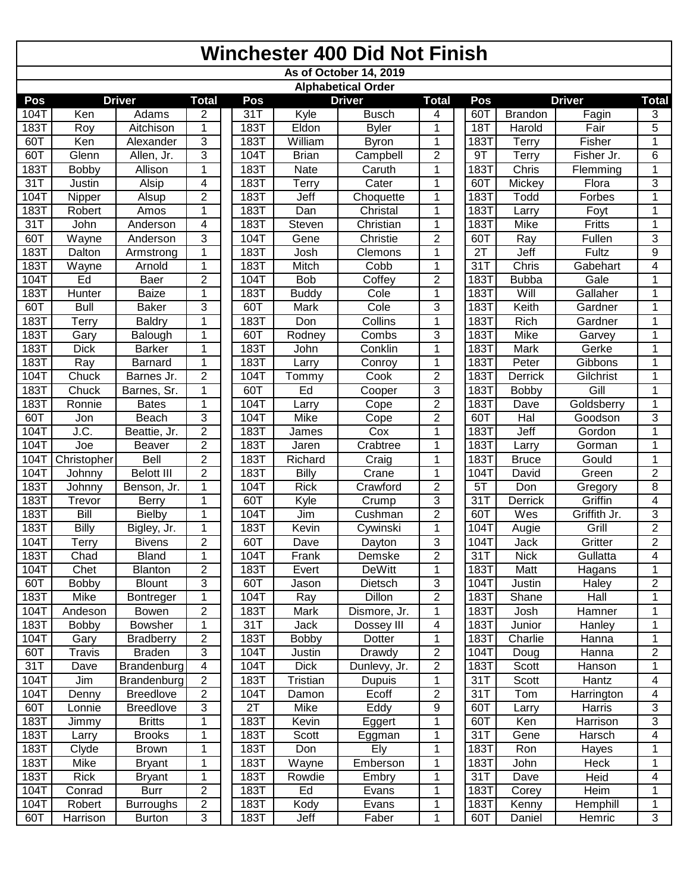# Winchester 400 Did Not Finish

**As of October 14, 2019**

**Alphabetical Order**

| Pos | Driver | | Total |
|---|---|---|---|
| 104T | Ken | Adams | 2 |
| 183T | Roy | Aitchison | 1 |
| 60T | Ken | Alexander | 3 |
| 60T | Glenn | Allen, Jr. | 3 |
| 183T | Bobby | Allison | 1 |
| 31T | Justin | Alsip | 4 |
| 104T | Nipper | Alsup | 2 |
| 183T | Robert | Amos | 1 |
| 31T | John | Anderson | 4 |
| 60T | Wayne | Anderson | 3 |
| 183T | Dalton | Armstrong | 1 |
| 183T | Wayne | Arnold | 1 |
| 104T | Ed | Baer | 2 |
| 183T | Hunter | Baize | 1 |
| 60T | Bull | Baker | 3 |
| 183T | Terry | Baldry | 1 |
| 183T | Gary | Balough | 1 |
| 183T | Dick | Barker | 1 |
| 183T | Ray | Barnard | 1 |
| 104T | Chuck | Barnes Jr. | 2 |
| 183T | Chuck | Barnes, Sr. | 1 |
| 183T | Ronnie | Bates | 1 |
| 60T | Jon | Beach | 3 |
| 104T | J.C. | Beattie, Jr. | 2 |
| 104T | Joe | Beaver | 2 |
| 104T | Christopher | Bell | 2 |
| 104T | Johnny | Belott III | 2 |
| 183T | Johnny | Benson, Jr. | 1 |
| 183T | Trevor | Berry | 1 |
| 183T | Bill | Bielby | 1 |
| 183T | Billy | Bigley, Jr. | 1 |
| 104T | Terry | Bivens | 2 |
| 183T | Chad | Bland | 1 |
| 104T | Chet | Blanton | 2 |
| 60T | Bobby | Blount | 3 |
| 183T | Mike | Bontreger | 1 |
| 104T | Andeson | Bowen | 2 |
| 183T | Bobby | Bowsher | 1 |
| 104T | Gary | Bradberry | 2 |
| 60T | Travis | Braden | 3 |
| 31T | Dave | Brandenburg | 4 |
| 104T | Jim | Brandenburg | 2 |
| 104T | Denny | Breedlove | 2 |
| 60T | Lonnie | Breedlove | 3 |
| 183T | Jimmy | Britts | 1 |
| 183T | Larry | Brooks | 1 |
| 183T | Clyde | Brown | 1 |
| 183T | Mike | Bryant | 1 |
| 183T | Rick | Bryant | 1 |
| 104T | Conrad | Burr | 2 |
| 104T | Robert | Burroughs | 2 |
| 60T | Harrison | Burton | 3 |
| 31T | Kyle | Busch | 4 |
| 183T | Eldon | Byler | 1 |
| 183T | William | Byron | 1 |
| 104T | Brian | Campbell | 2 |
| 183T | Nate | Caruth | 1 |
| 183T | Terry | Cater | 1 |
| 183T | Jeff | Choquette | 1 |
| 183T | Dan | Christal | 1 |
| 183T | Steven | Christian | 1 |
| 104T | Gene | Christie | 2 |
| 183T | Josh | Clemons | 1 |
| 183T | Mitch | Cobb | 1 |
| 104T | Bob | Coffey | 2 |
| 183T | Buddy | Cole | 1 |
| 60T | Mark | Cole | 3 |
| 183T | Don | Collins | 1 |
| 60T | Rodney | Combs | 3 |
| 183T | John | Conklin | 1 |
| 183T | Larry | Conroy | 1 |
| 104T | Tommy | Cook | 2 |
| 60T | Ed | Cooper | 3 |
| 104T | Larry | Cope | 2 |
| 104T | Mike | Cope | 2 |
| 183T | James | Cox | 1 |
| 183T | Jaren | Crabtree | 1 |
| 183T | Richard | Craig | 1 |
| 183T | Billy | Crane | 1 |
| 104T | Rick | Crawford | 2 |
| 60T | Kyle | Crump | 3 |
| 104T | Jim | Cushman | 2 |
| 183T | Kevin | Cywinski | 1 |
| 60T | Dave | Dayton | 3 |
| 104T | Frank | Demske | 2 |
| 183T | Evert | DeWitt | 1 |
| 60T | Jason | Dietsch | 3 |
| 104T | Ray | Dillon | 2 |
| 183T | Mark | Dismore, Jr. | 1 |
| 31T | Jack | Dossey III | 4 |
| 183T | Bobby | Dotter | 1 |
| 104T | Justin | Drawdy | 2 |
| 104T | Dick | Dunlevy, Jr. | 2 |
| 183T | Tristian | Dupuis | 1 |
| 104T | Damon | Ecoff | 2 |
| 2T | Mike | Eddy | 9 |
| 183T | Kevin | Eggert | 1 |
| 183T | Scott | Eggman | 1 |
| 183T | Don | Ely | 1 |
| 183T | Wayne | Emberson | 1 |
| 183T | Rowdie | Embry | 1 |
| 183T | Ed | Evans | 1 |
| 183T | Kody | Evans | 1 |
| 183T | Jeff | Faber | 1 |
| 60T | Brandon | Fagin | 3 |
| 18T | Harold | Fair | 5 |
| 183T | Terry | Fisher | 1 |
| 9T | Terry | Fisher Jr. | 6 |
| 183T | Chris | Flemming | 1 |
| 60T | Mickey | Flora | 3 |
| 183T | Todd | Forbes | 1 |
| 183T | Larry | Foyt | 1 |
| 183T | Mike | Fritts | 1 |
| 60T | Ray | Fullen | 3 |
| 2T | Jeff | Fultz | 9 |
| 31T | Chris | Gabehart | 4 |
| 183T | Bubba | Gale | 1 |
| 183T | Will | Gallaher | 1 |
| 183T | Keith | Gardner | 1 |
| 183T | Rich | Gardner | 1 |
| 183T | Mike | Garvey | 1 |
| 183T | Mark | Gerke | 1 |
| 183T | Peter | Gibbons | 1 |
| 183T | Derrick | Gilchrist | 1 |
| 183T | Bobby | Gill | 1 |
| 183T | Dave | Goldsberry | 1 |
| 60T | Hal | Goodson | 3 |
| 183T | Jeff | Gordon | 1 |
| 183T | Larry | Gorman | 1 |
| 183T | Bruce | Gould | 1 |
| 104T | David | Green | 2 |
| 5T | Don | Gregory | 8 |
| 31T | Derrick | Griffin | 4 |
| 60T | Wes | Griffith Jr. | 3 |
| 104T | Augie | Grill | 2 |
| 104T | Jack | Gritter | 2 |
| 31T | Nick | Gullatta | 4 |
| 183T | Matt | Hagans | 1 |
| 104T | Justin | Haley | 2 |
| 183T | Shane | Hall | 1 |
| 183T | Josh | Hamner | 1 |
| 183T | Junior | Hanley | 1 |
| 183T | Charlie | Hanna | 1 |
| 104T | Doug | Hanna | 2 |
| 183T | Scott | Hanson | 1 |
| 31T | Scott | Hantz | 4 |
| 31T | Tom | Harrington | 4 |
| 60T | Larry | Harris | 3 |
| 60T | Ken | Harrison | 3 |
| 31T | Gene | Harsch | 4 |
| 183T | Ron | Hayes | 1 |
| 183T | John | Heck | 1 |
| 31T | Dave | Heid | 4 |
| 183T | Corey | Heim | 1 |
| 183T | Kenny | Hemphill | 1 |
| 60T | Daniel | Hemric | 3 |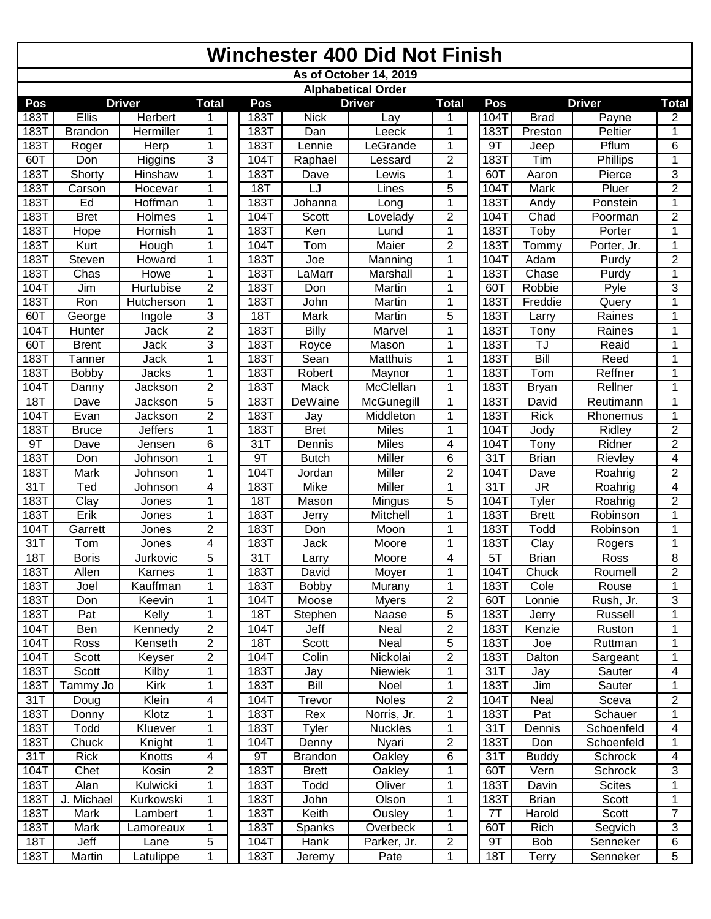# Winchester 400 Did Not Finish

**As of October 14, 2019**

**Alphabetical Order**

| Pos | Driver | | Total | Pos | Driver | | Total | Pos | Driver | | Total |
|---|---|---|---|---|---|---|---|---|---|---|---|
| 183T | Ellis | Herbert | 1 | 183T | Nick | Lay | 1 | 104T | Brad | Payne | 2 |
| 183T | Brandon | Hermiller | 1 | 183T | Dan | Leeck | 1 | 183T | Preston | Peltier | 1 |
| 183T | Roger | Herp | 1 | 183T | Lennie | LeGrande | 1 | 9T | Jeep | Pflum | 6 |
| 60T | Don | Higgins | 3 | 104T | Raphael | Lessard | 2 | 183T | Tim | Phillips | 1 |
| 183T | Shorty | Hinshaw | 1 | 183T | Dave | Lewis | 1 | 60T | Aaron | Pierce | 3 |
| 183T | Carson | Hocevar | 1 | 18T | LJ | Lines | 5 | 104T | Mark | Pluer | 2 |
| 183T | Ed | Hoffman | 1 | 183T | Johanna | Long | 1 | 183T | Andy | Ponstein | 1 |
| 183T | Bret | Holmes | 1 | 104T | Scott | Lovelady | 2 | 104T | Chad | Poorman | 2 |
| 183T | Hope | Hornish | 1 | 183T | Ken | Lund | 1 | 183T | Toby | Porter | 1 |
| 183T | Kurt | Hough | 1 | 104T | Tom | Maier | 2 | 183T | Tommy | Porter, Jr. | 1 |
| 183T | Steven | Howard | 1 | 183T | Joe | Manning | 1 | 104T | Adam | Purdy | 2 |
| 183T | Chas | Howe | 1 | 183T | LaMarr | Marshall | 1 | 183T | Chase | Purdy | 1 |
| 104T | Jim | Hurtubise | 2 | 183T | Don | Martin | 1 | 60T | Robbie | Pyle | 3 |
| 183T | Ron | Hutcherson | 1 | 183T | John | Martin | 1 | 183T | Freddie | Query | 1 |
| 60T | George | Ingole | 3 | 18T | Mark | Martin | 5 | 183T | Larry | Raines | 1 |
| 104T | Hunter | Jack | 2 | 183T | Billy | Marvel | 1 | 183T | Tony | Raines | 1 |
| 60T | Brent | Jack | 3 | 183T | Royce | Mason | 1 | 183T | TJ | Reaid | 1 |
| 183T | Tanner | Jack | 1 | 183T | Sean | Matthuis | 1 | 183T | Bill | Reed | 1 |
| 183T | Bobby | Jacks | 1 | 183T | Robert | Maynor | 1 | 183T | Tom | Reffner | 1 |
| 104T | Danny | Jackson | 2 | 183T | Mack | McClellan | 1 | 183T | Bryan | Rellner | 1 |
| 18T | Dave | Jackson | 5 | 183T | DeWaine | McGunegill | 1 | 183T | David | Reutimann | 1 |
| 104T | Evan | Jackson | 2 | 183T | Jay | Middleton | 1 | 183T | Rick | Rhonemus | 1 |
| 183T | Bruce | Jeffers | 1 | 183T | Bret | Miles | 1 | 104T | Jody | Ridley | 2 |
| 9T | Dave | Jensen | 6 | 31T | Dennis | Miles | 4 | 104T | Tony | Ridner | 2 |
| 183T | Don | Johnson | 1 | 9T | Butch | Miller | 6 | 31T | Brian | Rievley | 4 |
| 183T | Mark | Johnson | 1 | 104T | Jordan | Miller | 2 | 104T | Dave | Roahrig | 2 |
| 31T | Ted | Johnson | 4 | 183T | Mike | Miller | 1 | 31T | JR | Roahrig | 4 |
| 183T | Clay | Jones | 1 | 18T | Mason | Mingus | 5 | 104T | Tyler | Roahrig | 2 |
| 183T | Erik | Jones | 1 | 183T | Jerry | Mitchell | 1 | 183T | Brett | Robinson | 1 |
| 104T | Garrett | Jones | 2 | 183T | Don | Moon | 1 | 183T | Todd | Robinson | 1 |
| 31T | Tom | Jones | 4 | 183T | Jack | Moore | 1 | 183T | Clay | Rogers | 1 |
| 18T | Boris | Jurkovic | 5 | 31T | Larry | Moore | 4 | 5T | Brian | Ross | 8 |
| 183T | Allen | Karnes | 1 | 183T | David | Moyer | 1 | 104T | Chuck | Roumell | 2 |
| 183T | Joel | Kauffman | 1 | 183T | Bobby | Murany | 1 | 183T | Cole | Rouse | 1 |
| 183T | Don | Keevin | 1 | 104T | Moose | Myers | 2 | 60T | Lonnie | Rush, Jr. | 3 |
| 183T | Pat | Kelly | 1 | 18T | Stephen | Naase | 5 | 183T | Jerry | Russell | 1 |
| 104T | Ben | Kennedy | 2 | 104T | Jeff | Neal | 2 | 183T | Kenzie | Ruston | 1 |
| 104T | Ross | Kenseth | 2 | 18T | Scott | Neal | 5 | 183T | Joe | Ruttman | 1 |
| 104T | Scott | Keyser | 2 | 104T | Colin | Nickolai | 2 | 183T | Dalton | Sargeant | 1 |
| 183T | Scott | Kilby | 1 | 183T | Jay | Niewiek | 1 | 31T | Jay | Sauter | 4 |
| 183T | Tammy Jo | Kirk | 1 | 183T | Bill | Noel | 1 | 183T | Jim | Sauter | 1 |
| 31T | Doug | Klein | 4 | 104T | Trevor | Noles | 2 | 104T | Neal | Sceva | 2 |
| 183T | Donny | Klotz | 1 | 183T | Rex | Norris, Jr. | 1 | 183T | Pat | Schauer | 1 |
| 183T | Todd | Kluever | 1 | 183T | Tyler | Nuckles | 1 | 31T | Dennis | Schoenfeld | 4 |
| 183T | Chuck | Knight | 1 | 104T | Denny | Nyari | 2 | 183T | Don | Schoenfeld | 1 |
| 31T | Rick | Knotts | 4 | 9T | Brandon | Oakley | 6 | 31T | Buddy | Schrock | 4 |
| 104T | Chet | Kosin | 2 | 183T | Brett | Oakley | 1 | 60T | Vern | Schrock | 3 |
| 183T | Alan | Kulwicki | 1 | 183T | Todd | Oliver | 1 | 183T | Davin | Scites | 1 |
| 183T | J. Michael | Kurkowski | 1 | 183T | John | Olson | 1 | 183T | Brian | Scott | 1 |
| 183T | Mark | Lambert | 1 | 183T | Keith | Ousley | 1 | 7T | Harold | Scott | 7 |
| 183T | Mark | Lamoreaux | 1 | 183T | Spanks | Overbeck | 1 | 60T | Rich | Segvich | 3 |
| 18T | Jeff | Lane | 5 | 104T | Hank | Parker, Jr. | 2 | 9T | Bob | Senneker | 6 |
| 183T | Martin | Latulippe | 1 | 183T | Jeremy | Pate | 1 | 18T | Terry | Senneker | 5 |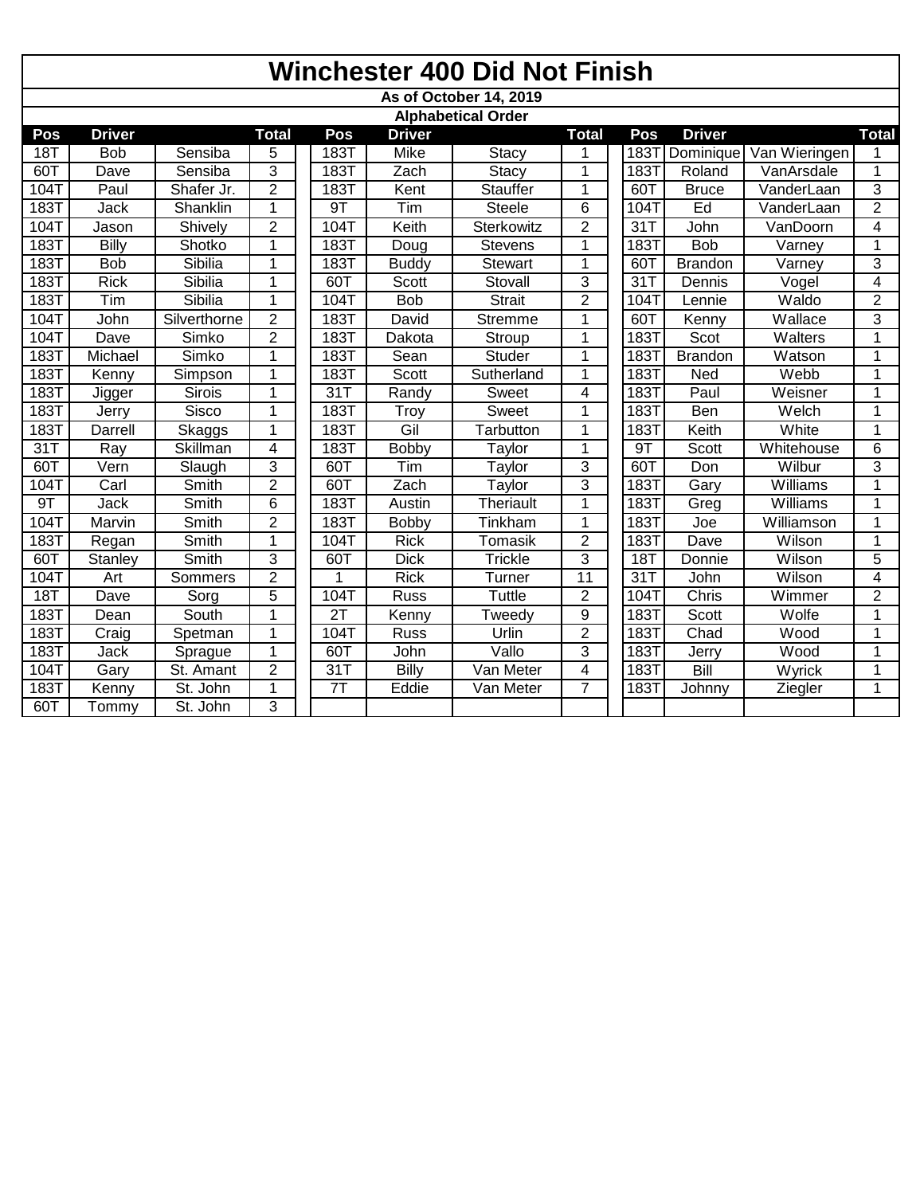# Winchester 400 Did Not Finish

**As of October 14, 2019**

**Alphabetical Order**

| Pos | Driver | | Total | | Pos | Driver | | Total | | Pos | Driver | | Total |
|---|---|---|---|---|---|---|---|---|---|---|---|---|---|
| 18T | Bob | Sensiba | 5 | | 183T | Mike | Stacy | 1 | | 183T | Dominique | Van Wieringen | 1 |
| 60T | Dave | Sensiba | 3 | | 183T | Zach | Stacy | 1 | | 183T | Roland | VanArsdale | 1 |
| 104T | Paul | Shafer Jr. | 2 | | 183T | Kent | Stauffer | 1 | | 60T | Bruce | VanderLaan | 3 |
| 183T | Jack | Shanklin | 1 | | 9T | Tim | Steele | 6 | | 104T | Ed | VanderLaan | 2 |
| 104T | Jason | Shively | 2 | | 104T | Keith | Sterkowitz | 2 | | 31T | John | VanDoorn | 4 |
| 183T | Billy | Shotko | 1 | | 183T | Doug | Stevens | 1 | | 183T | Bob | Varney | 1 |
| 183T | Bob | Sibilia | 1 | | 183T | Buddy | Stewart | 1 | | 60T | Brandon | Varney | 3 |
| 183T | Rick | Sibilia | 1 | | 60T | Scott | Stovall | 3 | | 31T | Dennis | Vogel | 4 |
| 183T | Tim | Sibilia | 1 | | 104T | Bob | Strait | 2 | | 104T | Lennie | Waldo | 2 |
| 104T | John | Silverthorne | 2 | | 183T | David | Stremme | 1 | | 60T | Kenny | Wallace | 3 |
| 104T | Dave | Simko | 2 | | 183T | Dakota | Stroup | 1 | | 183T | Scot | Walters | 1 |
| 183T | Michael | Simko | 1 | | 183T | Sean | Studer | 1 | | 183T | Brandon | Watson | 1 |
| 183T | Kenny | Simpson | 1 | | 183T | Scott | Sutherland | 1 | | 183T | Ned | Webb | 1 |
| 183T | Jigger | Sirois | 1 | | 31T | Randy | Sweet | 4 | | 183T | Paul | Weisner | 1 |
| 183T | Jerry | Sisco | 1 | | 183T | Troy | Sweet | 1 | | 183T | Ben | Welch | 1 |
| 183T | Darrell | Skaggs | 1 | | 183T | Gil | Tarbutton | 1 | | 183T | Keith | White | 1 |
| 31T | Ray | Skillman | 4 | | 183T | Bobby | Taylor | 1 | | 9T | Scott | Whitehouse | 6 |
| 60T | Vern | Slaugh | 3 | | 60T | Tim | Taylor | 3 | | 60T | Don | Wilbur | 3 |
| 104T | Carl | Smith | 2 | | 60T | Zach | Taylor | 3 | | 183T | Gary | Williams | 1 |
| 9T | Jack | Smith | 6 | | 183T | Austin | Theriault | 1 | | 183T | Greg | Williams | 1 |
| 104T | Marvin | Smith | 2 | | 183T | Bobby | Tinkham | 1 | | 183T | Joe | Williamson | 1 |
| 183T | Regan | Smith | 1 | | 104T | Rick | Tomasik | 2 | | 183T | Dave | Wilson | 1 |
| 60T | Stanley | Smith | 3 | | 60T | Dick | Trickle | 3 | | 18T | Donnie | Wilson | 5 |
| 104T | Art | Sommers | 2 | | 1 | Rick | Turner | 11 | | 31T | John | Wilson | 4 |
| 18T | Dave | Sorg | 5 | | 104T | Russ | Tuttle | 2 | | 104T | Chris | Wimmer | 2 |
| 183T | Dean | South | 1 | | 2T | Kenny | Tweedy | 9 | | 183T | Scott | Wolfe | 1 |
| 183T | Craig | Spetman | 1 | | 104T | Russ | Urlin | 2 | | 183T | Chad | Wood | 1 |
| 183T | Jack | Sprague | 1 | | 60T | John | Vallo | 3 | | 183T | Jerry | Wood | 1 |
| 104T | Gary | St. Amant | 2 | | 31T | Billy | Van Meter | 4 | | 183T | Bill | Wyrick | 1 |
| 183T | Kenny | St. John | 1 | | 7T | Eddie | Van Meter | 7 | | 183T | Johnny | Ziegler | 1 |
| 60T | Tommy | St. John | 3 | | | | | | | | | | |